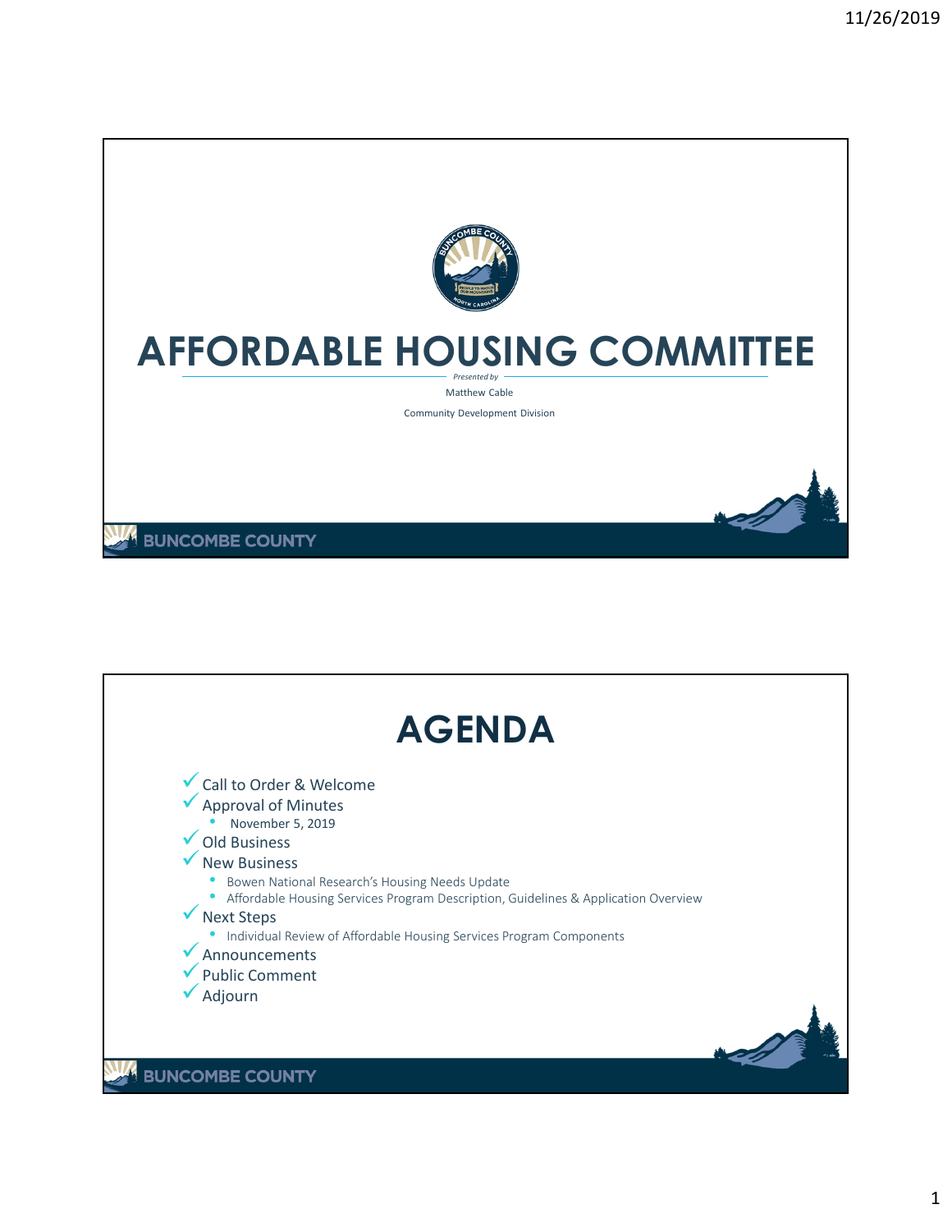# AFFORDABLE HOUSING COMMITTEE

*Presented by*

Matthew Cable

Community Development Division

BUNCOMBE COUNTY

# AGENDA

- ✓ Call to Order & Welcome
- ✓ Approval of Minutes
  - November 5, 2019
- ✓ Old Business
- ✓ New Business
  - Bowen National Research's Housing Needs Update
  - Affordable Housing Services Program Description, Guidelines & Application Overview
- ✓ Next Steps
  - Individual Review of Affordable Housing Services Program Components
- ✓ Announcements
- ✓ Public Comment
- ✓ Adjourn

BUNCOMBE COUNTY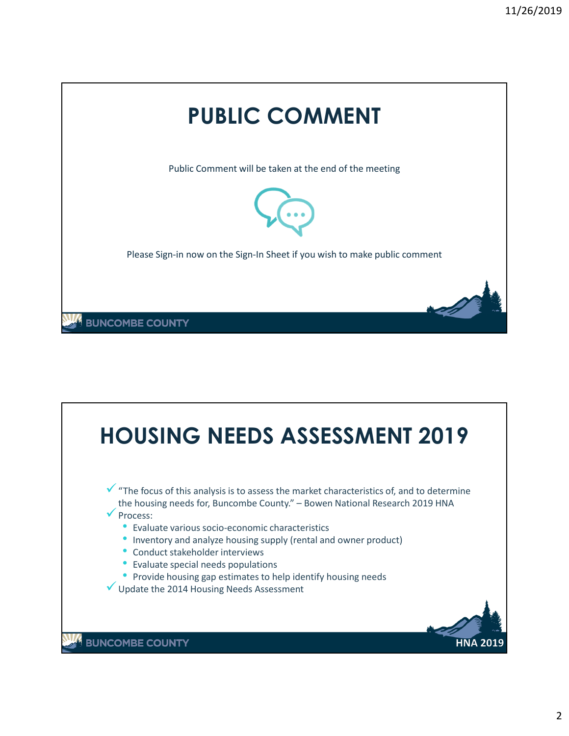# PUBLIC COMMENT

Public Comment will be taken at the end of the meeting

Please Sign-in now on the Sign-In Sheet if you wish to make public comment

BUNCOMBE COUNTY

# HOUSING NEEDS ASSESSMENT 2019

- ✓ "The focus of this analysis is to assess the market characteristics of, and to determine the housing needs for, Buncombe County." – Bowen National Research 2019 HNA
- ✓ Process:
  - Evaluate various socio-economic characteristics
  - Inventory and analyze housing supply (rental and owner product)
  - Conduct stakeholder interviews
  - Evaluate special needs populations
  - Provide housing gap estimates to help identify housing needs
- ✓ Update the 2014 Housing Needs Assessment

BUNCOMBE COUNTY HNA 2019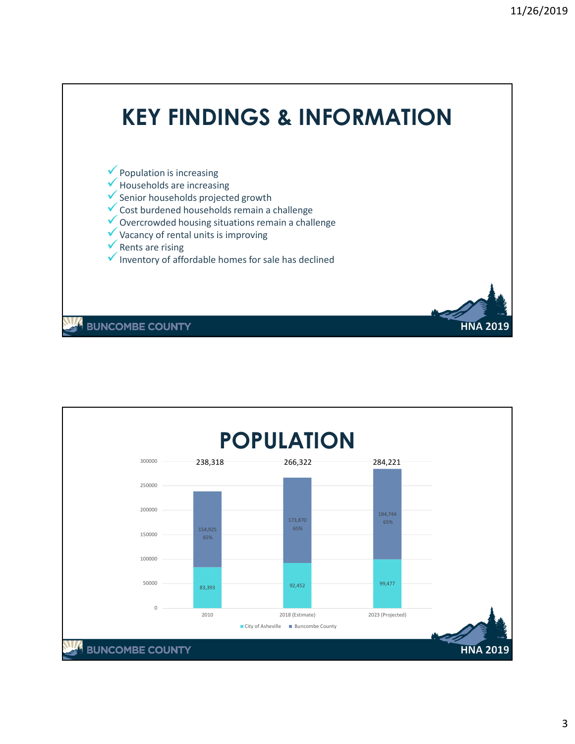# KEY FINDINGS & INFORMATION

- ✓ Population is increasing
- ✓ Households are increasing
- ✓ Senior households projected growth
- ✓ Cost burdened households remain a challenge
- ✓ Overcrowded housing situations remain a challenge
- ✓ Vacancy of rental units is improving
- ✓ Rents are rising
- ✓ Inventory of affordable homes for sale has declined

BUNCOMBE COUNTY — HNA 2019

# POPULATION

| | 2010 | 2018 (Estimate) | 2023 (Projected) |
|---|---|---|---|
| City of Asheville | 83,393 | 92,452 | 99,477 |
| Buncombe County | 154,925 (65%) | 173,870 (65%) | 184,744 (65%) |
| Total | 238,318 | 266,322 | 284,221 |

BUNCOMBE COUNTY — HNA 2019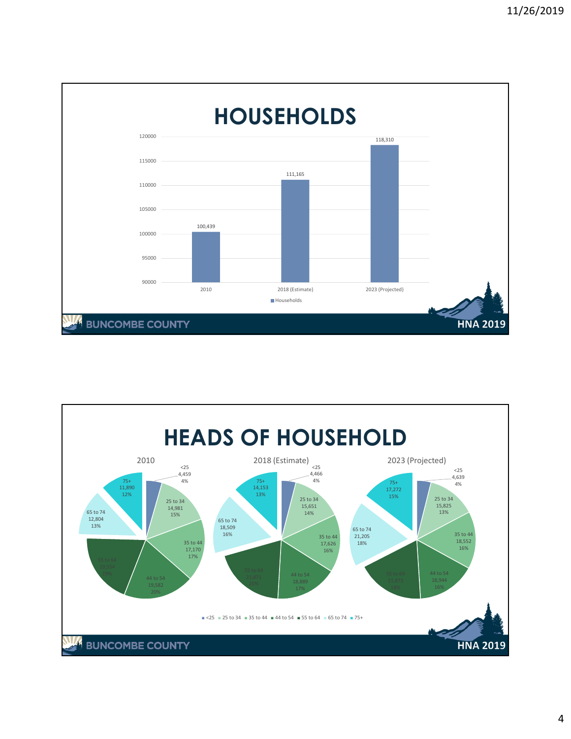# HOUSEHOLDS

| | Households |
|---|---|
| 2010 | 100,439 |
| 2018 (Estimate) | 111,165 |
| 2023 (Projected) | 118,310 |

BUNCOMBE COUNTY — HNA 2019

# HEADS OF HOUSEHOLD

| Age | 2010 | | 2018 (Estimate) | | 2023 (Projected) | |
|---|---|---|---|---|---|---|
| <25 | 4,459 | 4% | 4,466 | 4% | 4,639 | 4% |
| 25 to 34 | 14,981 | 15% | 15,651 | 14% | 15,825 | 13% |
| 35 to 44 | 17,170 | 17% | 17,626 | 16% | 18,552 | 16% |
| 44 to 54 | 19,582 | 20% | 18,889 | 17% | 18,944 | 16% |
| 55 to 64 | 19,554 | 19% | 21,871 | 20% | 21,873 | 18% |
| 65 to 74 | 12,804 | 13% | 18,509 | 16% | 21,205 | 18% |
| 75+ | 11,890 | 12% | 14,153 | 13% | 17,272 | 15% |

BUNCOMBE COUNTY — HNA 2019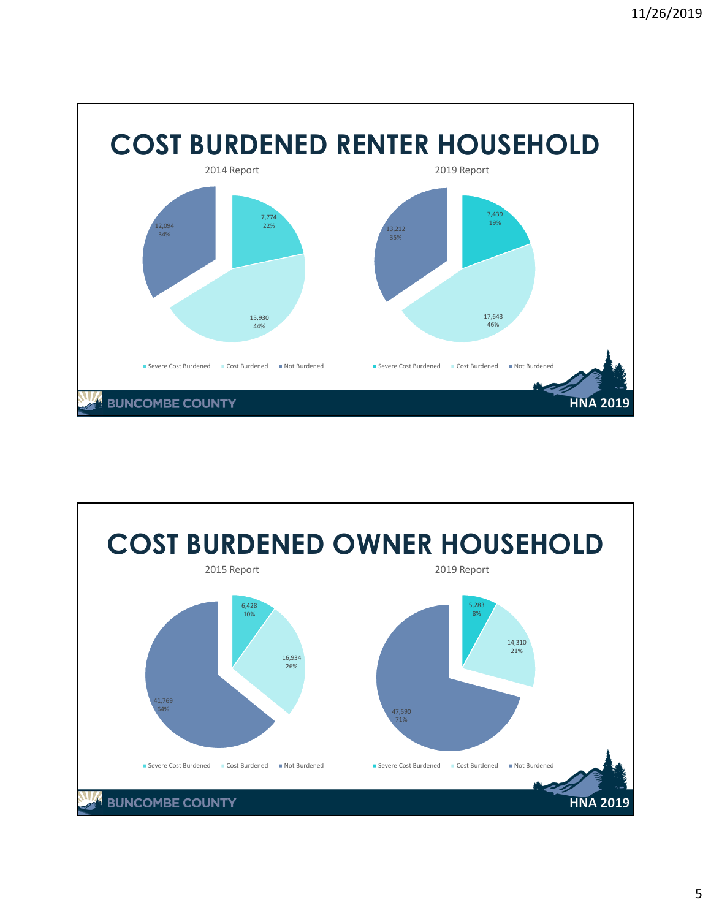# COST BURDENED RENTER HOUSEHOLD

2014 Report

| Category | Households | Percent |
|---|---|---|
| Severe Cost Burdened | 7,774 | 22% |
| Cost Burdened | 15,930 | 44% |
| Not Burdened | 12,094 | 34% |

2019 Report

| Category | Households | Percent |
|---|---|---|
| Severe Cost Burdened | 7,439 | 19% |
| Cost Burdened | 17,643 | 46% |
| Not Burdened | 13,212 | 35% |

BUNCOMBE COUNTY — HNA 2019

# COST BURDENED OWNER HOUSEHOLD

2015 Report

| Category | Households | Percent |
|---|---|---|
| Severe Cost Burdened | 6,428 | 10% |
| Cost Burdened | 16,934 | 26% |
| Not Burdened | 41,769 | 64% |

2019 Report

| Category | Households | Percent |
|---|---|---|
| Severe Cost Burdened | 5,283 | 8% |
| Cost Burdened | 14,310 | 21% |
| Not Burdened | 47,590 | 71% |

BUNCOMBE COUNTY — HNA 2019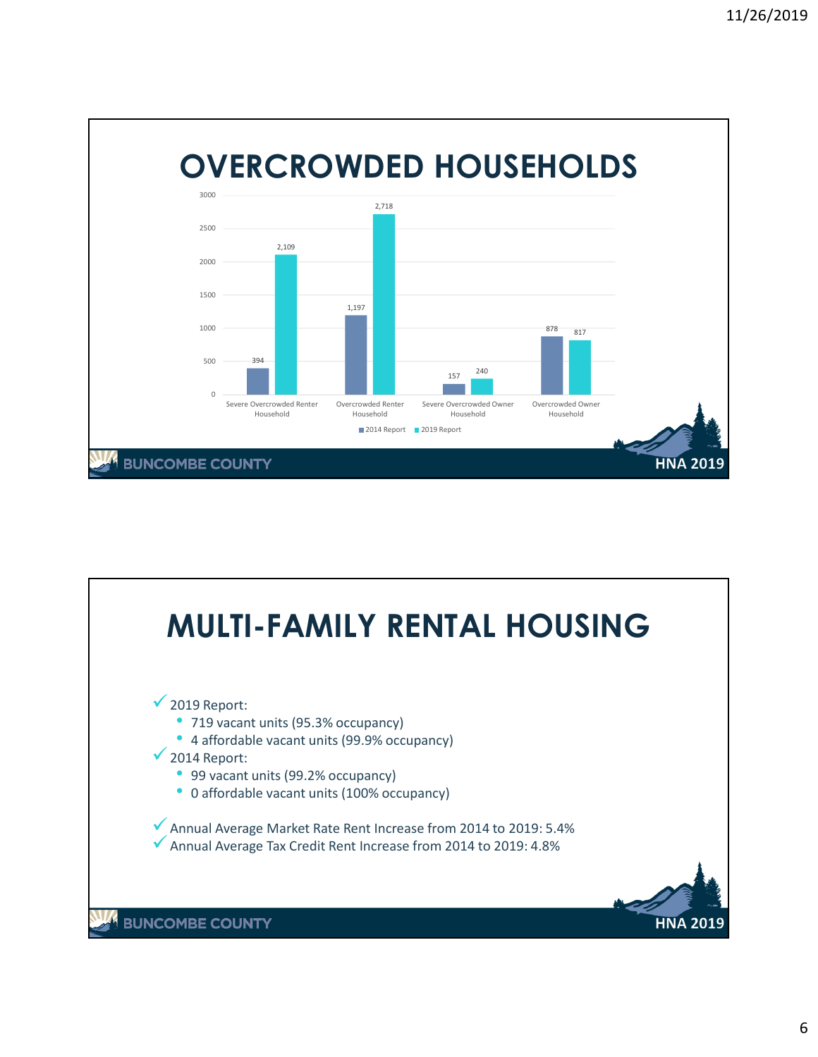# OVERCROWDED HOUSEHOLDS

| | 2014 Report | 2019 Report |
|---|---|---|
| Severe Overcrowded Renter Household | 394 | 2,109 |
| Overcrowded Renter Household | 1,197 | 2,718 |
| Severe Overcrowded Owner Household | 157 | 240 |
| Overcrowded Owner Household | 878 | 817 |

BUNCOMBE COUNTY — HNA 2019

# MULTI-FAMILY RENTAL HOUSING

- ✓ 2019 Report:
  - 719 vacant units (95.3% occupancy)
  - 4 affordable vacant units (99.9% occupancy)
- ✓ 2014 Report:
  - 99 vacant units (99.2% occupancy)
  - 0 affordable vacant units (100% occupancy)

- ✓ Annual Average Market Rate Rent Increase from 2014 to 2019: 5.4%
- ✓ Annual Average Tax Credit Rent Increase from 2014 to 2019: 4.8%

BUNCOMBE COUNTY — HNA 2019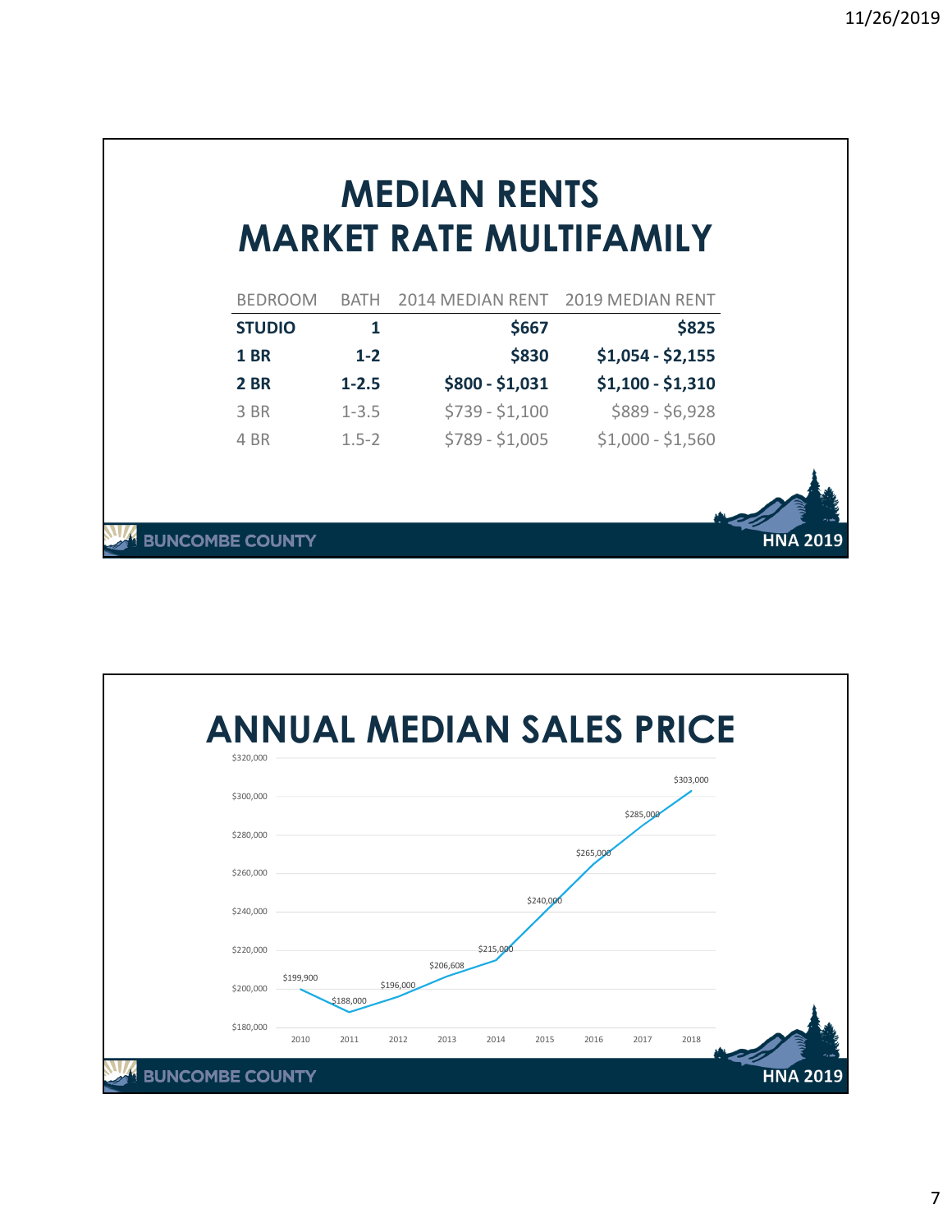# MEDIAN RENTS MARKET RATE MULTIFAMILY

| BEDROOM | BATH | 2014 MEDIAN RENT | 2019 MEDIAN RENT |
|---|---|---|---|
| **STUDIO** | **1** | **$667** | **$825** |
| **1 BR** | **1-2** | **$830** | **$1,054 - $2,155** |
| **2 BR** | **1-2.5** | **$800 - $1,031** | **$1,100 - $1,310** |
| 3 BR | 1-3.5 | $739 - $1,100 | $889 - $6,928 |
| 4 BR | 1.5-2 | $789 - $1,005 | $1,000 - $1,560 |

BUNCOMBE COUNTY HNA 2019

# ANNUAL MEDIAN SALES PRICE

| Year | Median Sales Price |
|---|---|
| 2010 | $199,900 |
| 2011 | $188,000 |
| 2012 | $196,000 |
| 2013 | $206,608 |
| 2014 | $215,000 |
| 2015 | $240,000 |
| 2016 | $265,000 |
| 2017 | $285,000 |
| 2018 | $303,000 |

BUNCOMBE COUNTY HNA 2019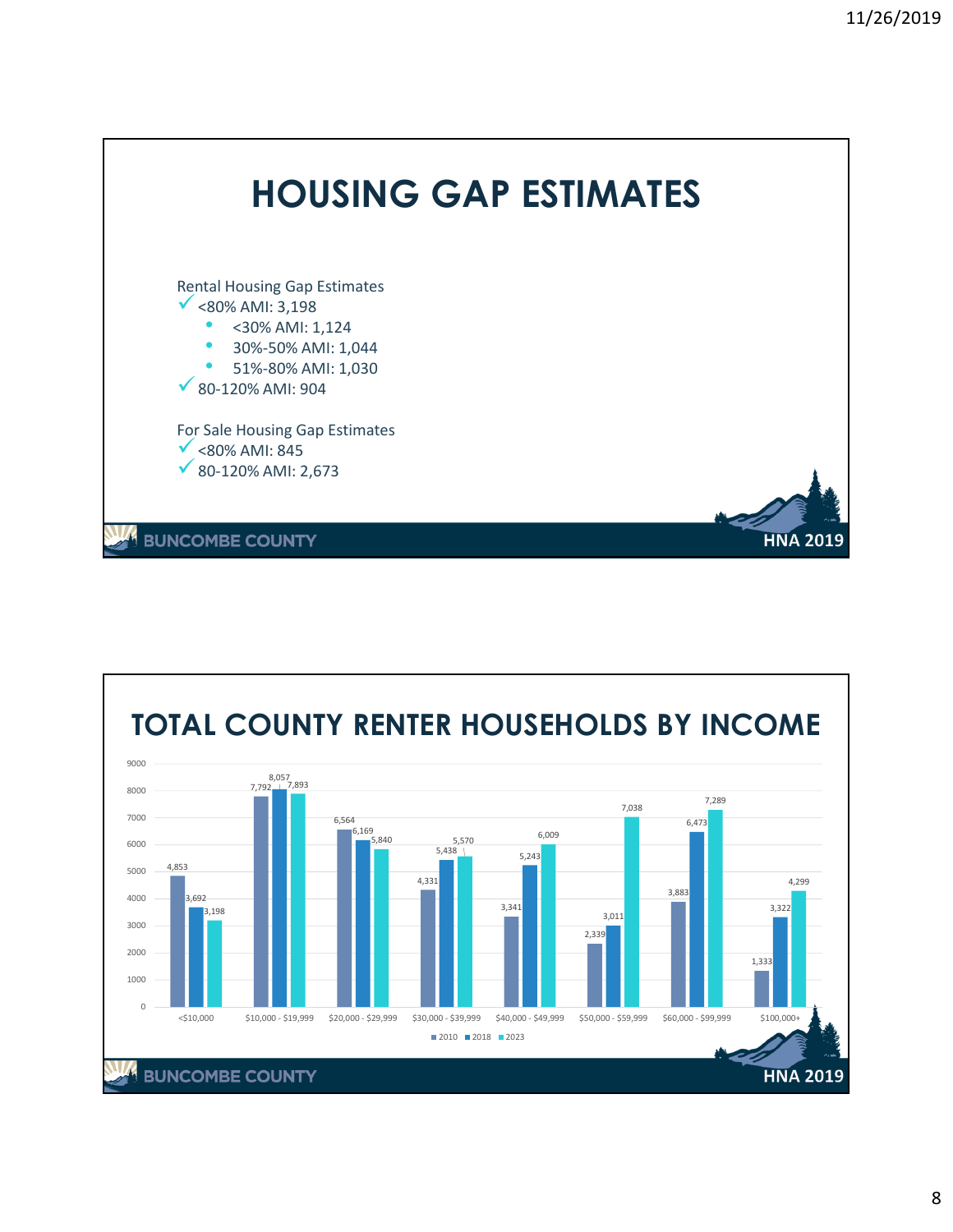# HOUSING GAP ESTIMATES

Rental Housing Gap Estimates

- ✓ <80% AMI: 3,198
  - <30% AMI: 1,124
  - 30%-50% AMI: 1,044
  - 51%-80% AMI: 1,030
- ✓ 80-120% AMI: 904

For Sale Housing Gap Estimates

- ✓ <80% AMI: 845
- ✓ 80-120% AMI: 2,673

BUNCOMBE COUNTY — HNA 2019

# TOTAL COUNTY RENTER HOUSEHOLDS BY INCOME

| Income | 2010 | 2018 | 2023 |
| --- | --- | --- | --- |
| <$10,000 | 4,853 | 3,692 | 3,198 |
| $10,000 - $19,999 | 7,792 | 8,057 | 7,893 |
| $20,000 - $29,999 | 6,564 | 6,169 | 5,840 |
| $30,000 - $39,999 | 4,331 | 5,438 | 5,570 |
| $40,000 - $49,999 | 3,341 | 5,243 | 6,009 |
| $50,000 - $59,999 | 2,339 | 3,011 | 7,038 |
| $60,000 - $99,999 | 3,883 | 6,473 | 7,289 |
| $100,000+ | 1,333 | 3,322 | 4,299 |

BUNCOMBE COUNTY — HNA 2019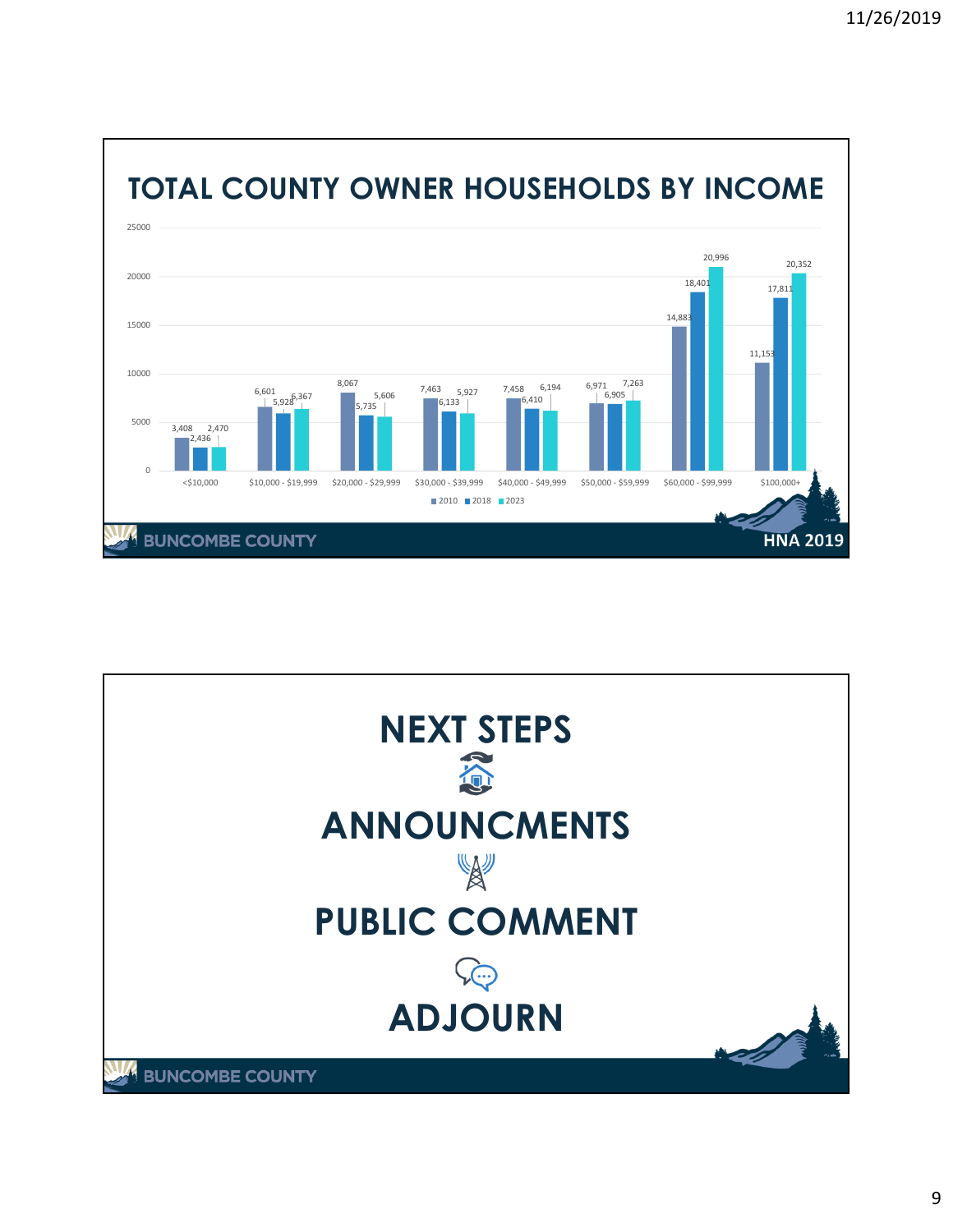## TOTAL COUNTY OWNER HOUSEHOLDS BY INCOME

| Income | 2010 | 2018 | 2023 |
|---|---|---|---|
| <$10,000 | 3,408 | 2,436 | 2,470 |
| $10,000 - $19,999 | 6,601 | 5,928 | 6,367 |
| $20,000 - $29,999 | 8,067 | 5,735 | 5,606 |
| $30,000 - $39,999 | 7,463 | 6,133 | 5,927 |
| $40,000 - $49,999 | 7,458 | 6,410 | 6,194 |
| $50,000 - $59,999 | 6,971 | 6,905 | 7,263 |
| $60,000 - $99,999 | 14,883 | 18,401 | 20,996 |
| $100,000+ | 11,153 | 17,811 | 20,352 |

BUNCOMBE COUNTY HNA 2019

## NEXT STEPS

## ANNOUNCMENTS

## PUBLIC COMMENT

## ADJOURN

BUNCOMBE COUNTY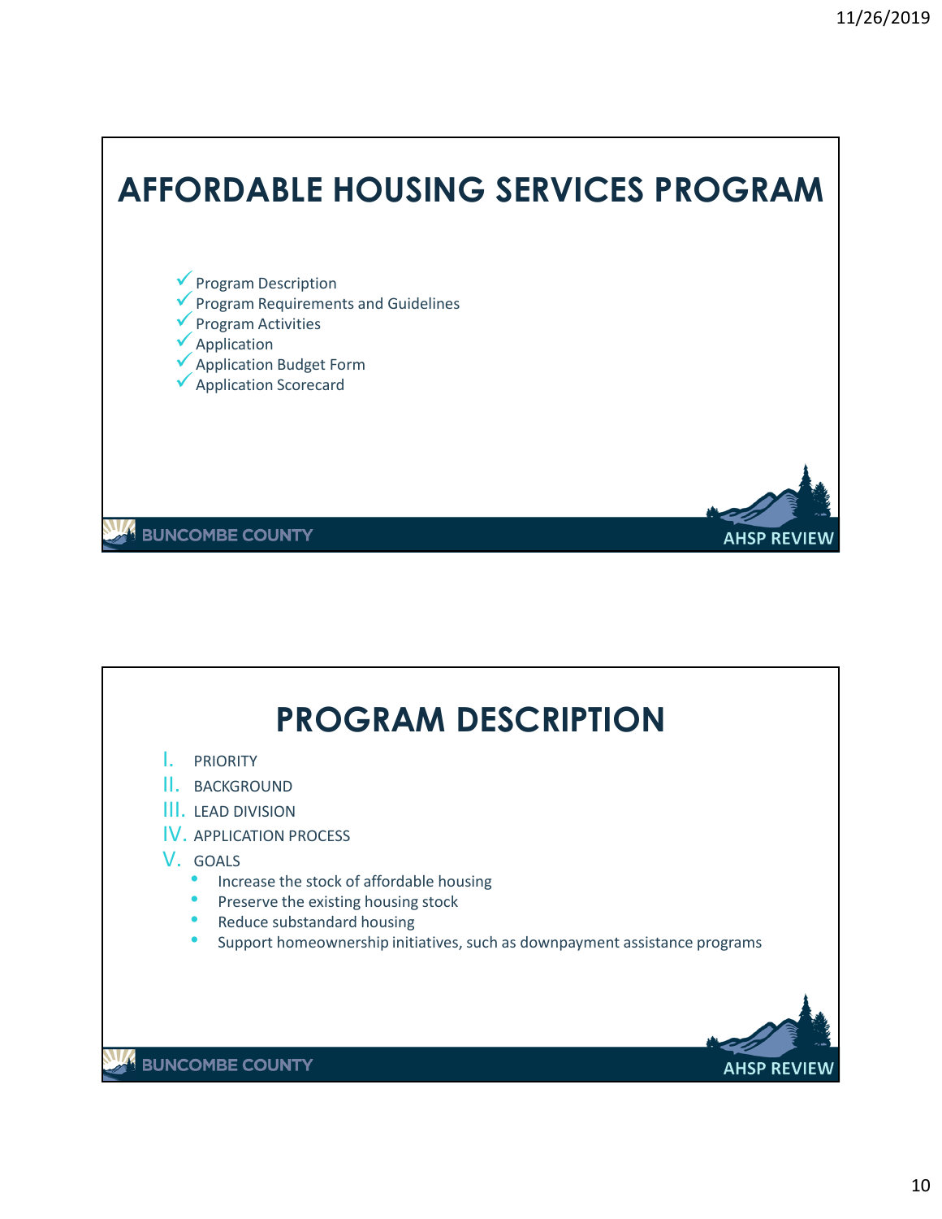# AFFORDABLE HOUSING SERVICES PROGRAM

- ✓ Program Description
- ✓ Program Requirements and Guidelines
- ✓ Program Activities
- ✓ Application
- ✓ Application Budget Form
- ✓ Application Scorecard

BUNCOMBE COUNTY

AHSP REVIEW

# PROGRAM DESCRIPTION

I. PRIORITY
II. BACKGROUND
III. LEAD DIVISION
IV. APPLICATION PROCESS
V. GOALS
   - Increase the stock of affordable housing
   - Preserve the existing housing stock
   - Reduce substandard housing
   - Support homeownership initiatives, such as downpayment assistance programs

BUNCOMBE COUNTY

AHSP REVIEW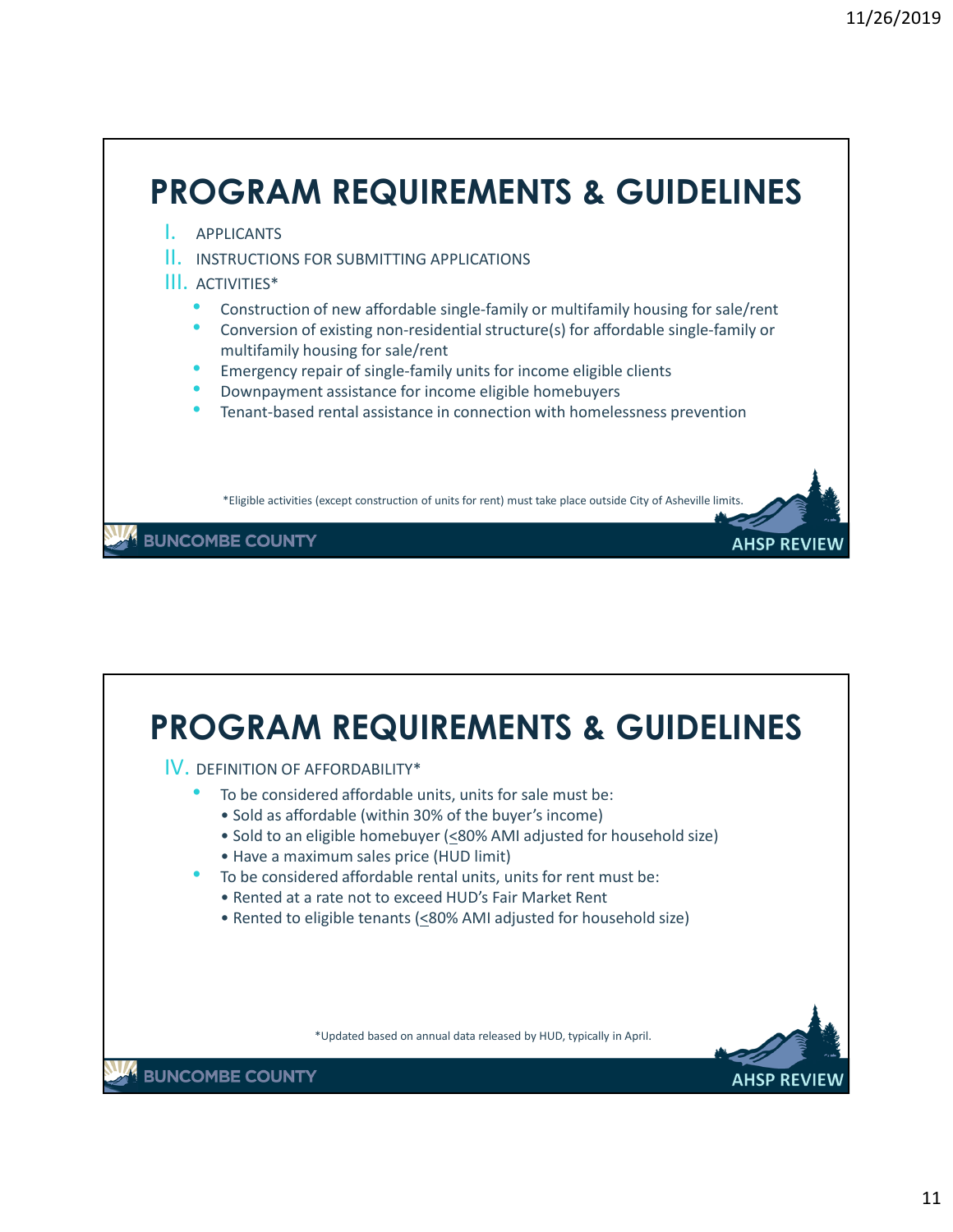# PROGRAM REQUIREMENTS & GUIDELINES

I. APPLICANTS

II. INSTRUCTIONS FOR SUBMITTING APPLICATIONS

III. ACTIVITIES*

- Construction of new affordable single-family or multifamily housing for sale/rent
- Conversion of existing non-residential structure(s) for affordable single-family or multifamily housing for sale/rent
- Emergency repair of single-family units for income eligible clients
- Downpayment assistance for income eligible homebuyers
- Tenant-based rental assistance in connection with homelessness prevention

*Eligible activities (except construction of units for rent) must take place outside City of Asheville limits.

BUNCOMBE COUNTY | AHSP REVIEW

# PROGRAM REQUIREMENTS & GUIDELINES

IV. DEFINITION OF AFFORDABILITY*

- To be considered affordable units, units for sale must be:
  - Sold as affordable (within 30% of the buyer's income)
  - Sold to an eligible homebuyer (≤80% AMI adjusted for household size)
  - Have a maximum sales price (HUD limit)
- To be considered affordable rental units, units for rent must be:
  - Rented at a rate not to exceed HUD's Fair Market Rent
  - Rented to eligible tenants (≤80% AMI adjusted for household size)

*Updated based on annual data released by HUD, typically in April.

BUNCOMBE COUNTY | AHSP REVIEW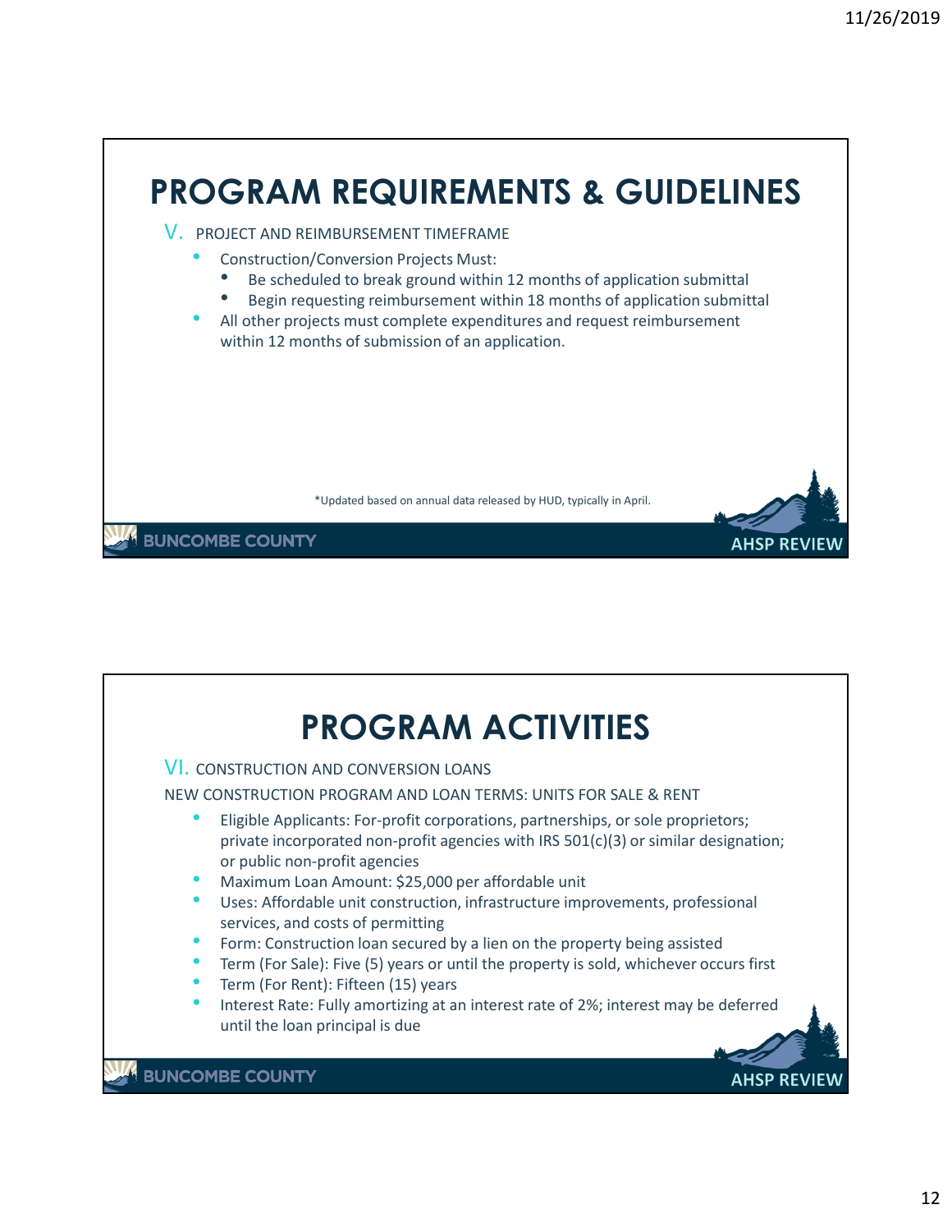# PROGRAM REQUIREMENTS & GUIDELINES

V. PROJECT AND REIMBURSEMENT TIMEFRAME

- Construction/Conversion Projects Must:
  - Be scheduled to break ground within 12 months of application submittal
  - Begin requesting reimbursement within 18 months of application submittal
- All other projects must complete expenditures and request reimbursement within 12 months of submission of an application.

*Updated based on annual data released by HUD, typically in April.

# PROGRAM ACTIVITIES

VI. CONSTRUCTION AND CONVERSION LOANS

NEW CONSTRUCTION PROGRAM AND LOAN TERMS: UNITS FOR SALE & RENT

- Eligible Applicants: For-profit corporations, partnerships, or sole proprietors; private incorporated non-profit agencies with IRS 501(c)(3) or similar designation; or public non-profit agencies
- Maximum Loan Amount: $25,000 per affordable unit
- Uses: Affordable unit construction, infrastructure improvements, professional services, and costs of permitting
- Form: Construction loan secured by a lien on the property being assisted
- Term (For Sale): Five (5) years or until the property is sold, whichever occurs first
- Term (For Rent): Fifteen (15) years
- Interest Rate: Fully amortizing at an interest rate of 2%; interest may be deferred until the loan principal is due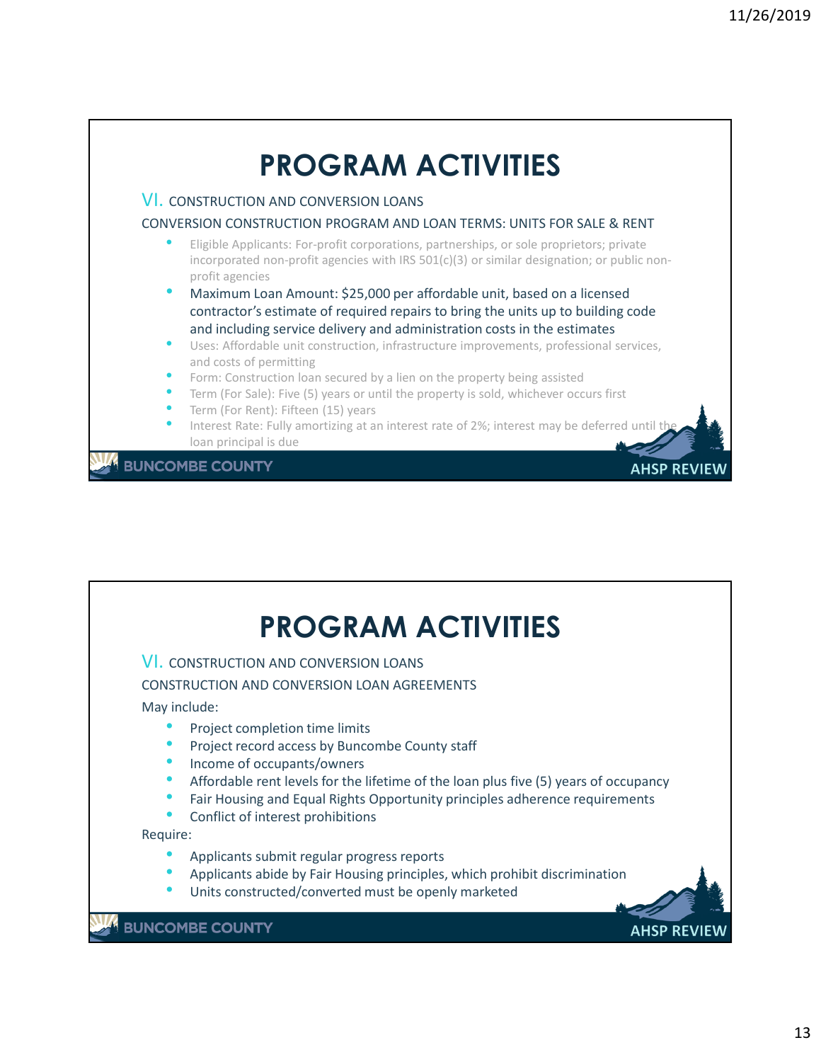# PROGRAM ACTIVITIES

VI. CONSTRUCTION AND CONVERSION LOANS

CONVERSION CONSTRUCTION PROGRAM AND LOAN TERMS: UNITS FOR SALE & RENT

- Eligible Applicants: For-profit corporations, partnerships, or sole proprietors; private incorporated non-profit agencies with IRS 501(c)(3) or similar designation; or public non-profit agencies
- Maximum Loan Amount: $25,000 per affordable unit, based on a licensed contractor's estimate of required repairs to bring the units up to building code and including service delivery and administration costs in the estimates
- Uses: Affordable unit construction, infrastructure improvements, professional services, and costs of permitting
- Form: Construction loan secured by a lien on the property being assisted
- Term (For Sale): Five (5) years or until the property is sold, whichever occurs first
- Term (For Rent): Fifteen (15) years
- Interest Rate: Fully amortizing at an interest rate of 2%; interest may be deferred until the loan principal is due

BUNCOMBE COUNTY — AHSP REVIEW

# PROGRAM ACTIVITIES

VI. CONSTRUCTION AND CONVERSION LOANS

CONSTRUCTION AND CONVERSION LOAN AGREEMENTS

May include:

- Project completion time limits
- Project record access by Buncombe County staff
- Income of occupants/owners
- Affordable rent levels for the lifetime of the loan plus five (5) years of occupancy
- Fair Housing and Equal Rights Opportunity principles adherence requirements
- Conflict of interest prohibitions

Require:

- Applicants submit regular progress reports
- Applicants abide by Fair Housing principles, which prohibit discrimination
- Units constructed/converted must be openly marketed

BUNCOMBE COUNTY — AHSP REVIEW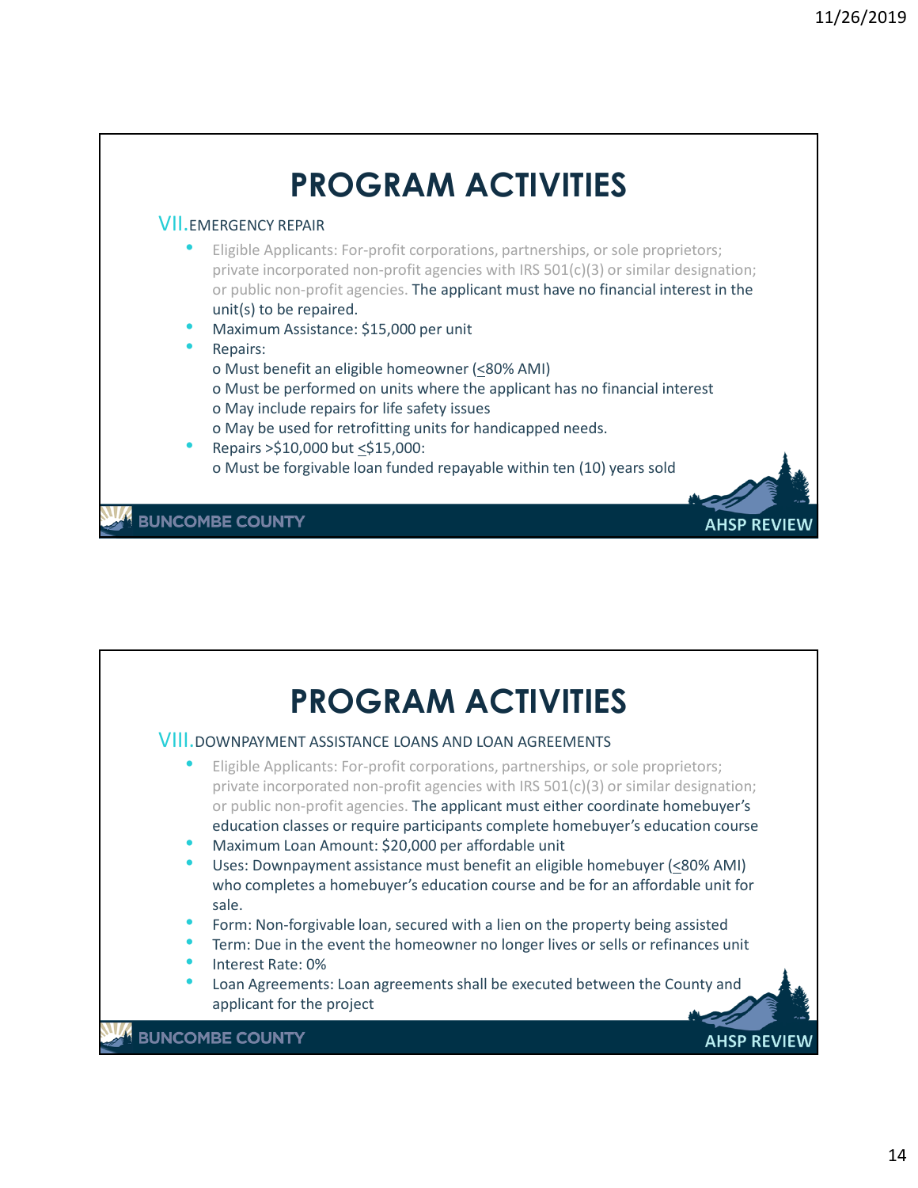# PROGRAM ACTIVITIES

VII. EMERGENCY REPAIR

- Eligible Applicants: For-profit corporations, partnerships, or sole proprietors; private incorporated non-profit agencies with IRS 501(c)(3) or similar designation; or public non-profit agencies. The applicant must have no financial interest in the unit(s) to be repaired.
- Maximum Assistance: $15,000 per unit
- Repairs:
  - Must benefit an eligible homeowner (≤80% AMI)
  - Must be performed on units where the applicant has no financial interest
  - May include repairs for life safety issues
  - May be used for retrofitting units for handicapped needs.
- Repairs >$10,000 but ≤$15,000:
  - Must be forgivable loan funded repayable within ten (10) years sold

# PROGRAM ACTIVITIES

VIII. DOWNPAYMENT ASSISTANCE LOANS AND LOAN AGREEMENTS

- Eligible Applicants: For-profit corporations, partnerships, or sole proprietors; private incorporated non-profit agencies with IRS 501(c)(3) or similar designation; or public non-profit agencies. The applicant must either coordinate homebuyer's education classes or require participants complete homebuyer's education course
- Maximum Loan Amount: $20,000 per affordable unit
- Uses: Downpayment assistance must benefit an eligible homebuyer (≤80% AMI) who completes a homebuyer's education course and be for an affordable unit for sale.
- Form: Non-forgivable loan, secured with a lien on the property being assisted
- Term: Due in the event the homeowner no longer lives or sells or refinances unit
- Interest Rate: 0%
- Loan Agreements: Loan agreements shall be executed between the County and applicant for the project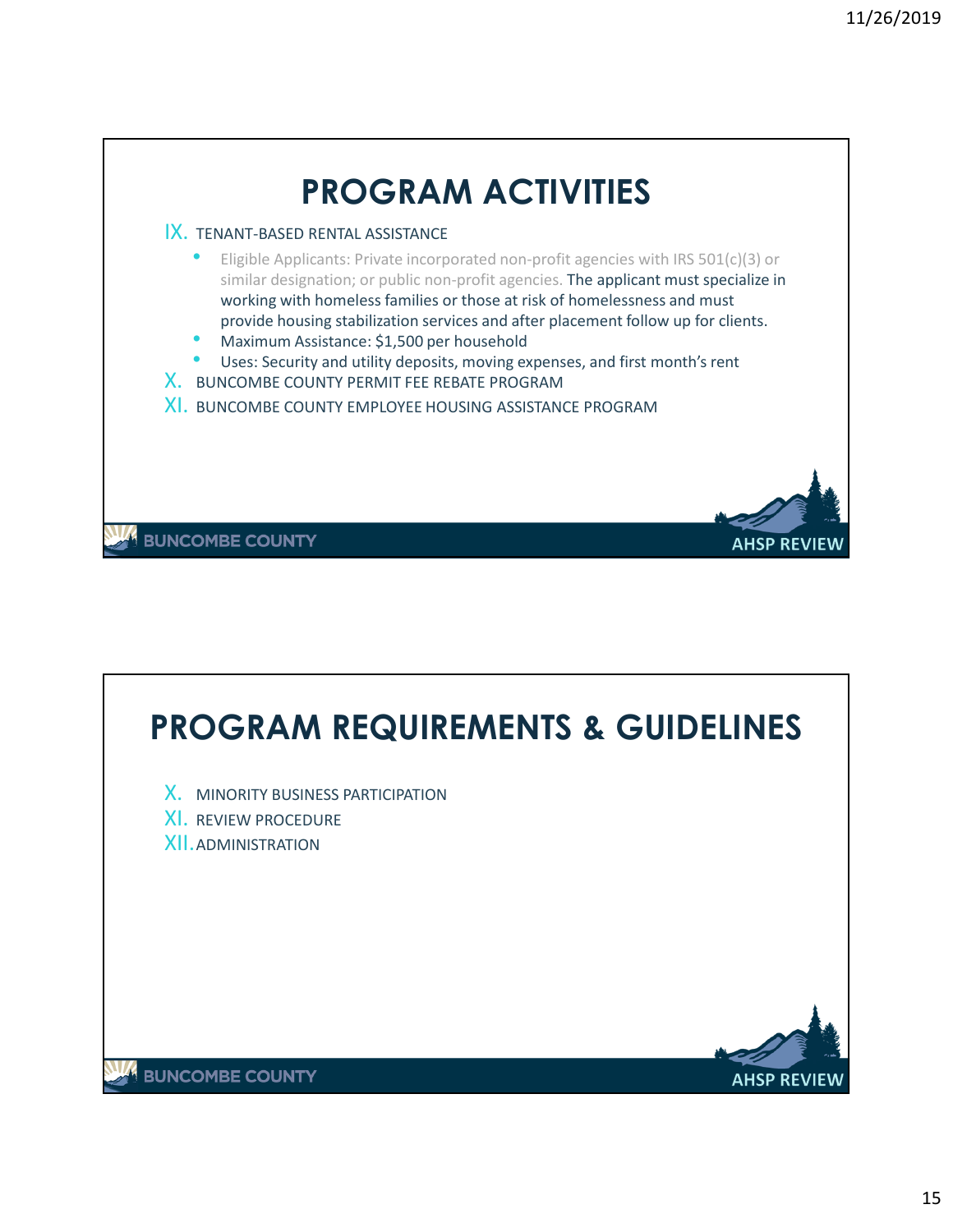# PROGRAM ACTIVITIES

IX. TENANT-BASED RENTAL ASSISTANCE

- Eligible Applicants: Private incorporated non-profit agencies with IRS 501(c)(3) or similar designation; or public non-profit agencies. The applicant must specialize in working with homeless families or those at risk of homelessness and must provide housing stabilization services and after placement follow up for clients.
- Maximum Assistance: $1,500 per household
- Uses: Security and utility deposits, moving expenses, and first month's rent

X. BUNCOMBE COUNTY PERMIT FEE REBATE PROGRAM

XI. BUNCOMBE COUNTY EMPLOYEE HOUSING ASSISTANCE PROGRAM

BUNCOMBE COUNTY

AHSP REVIEW

# PROGRAM REQUIREMENTS & GUIDELINES

X. MINORITY BUSINESS PARTICIPATION

XI. REVIEW PROCEDURE

XII. ADMINISTRATION

BUNCOMBE COUNTY

AHSP REVIEW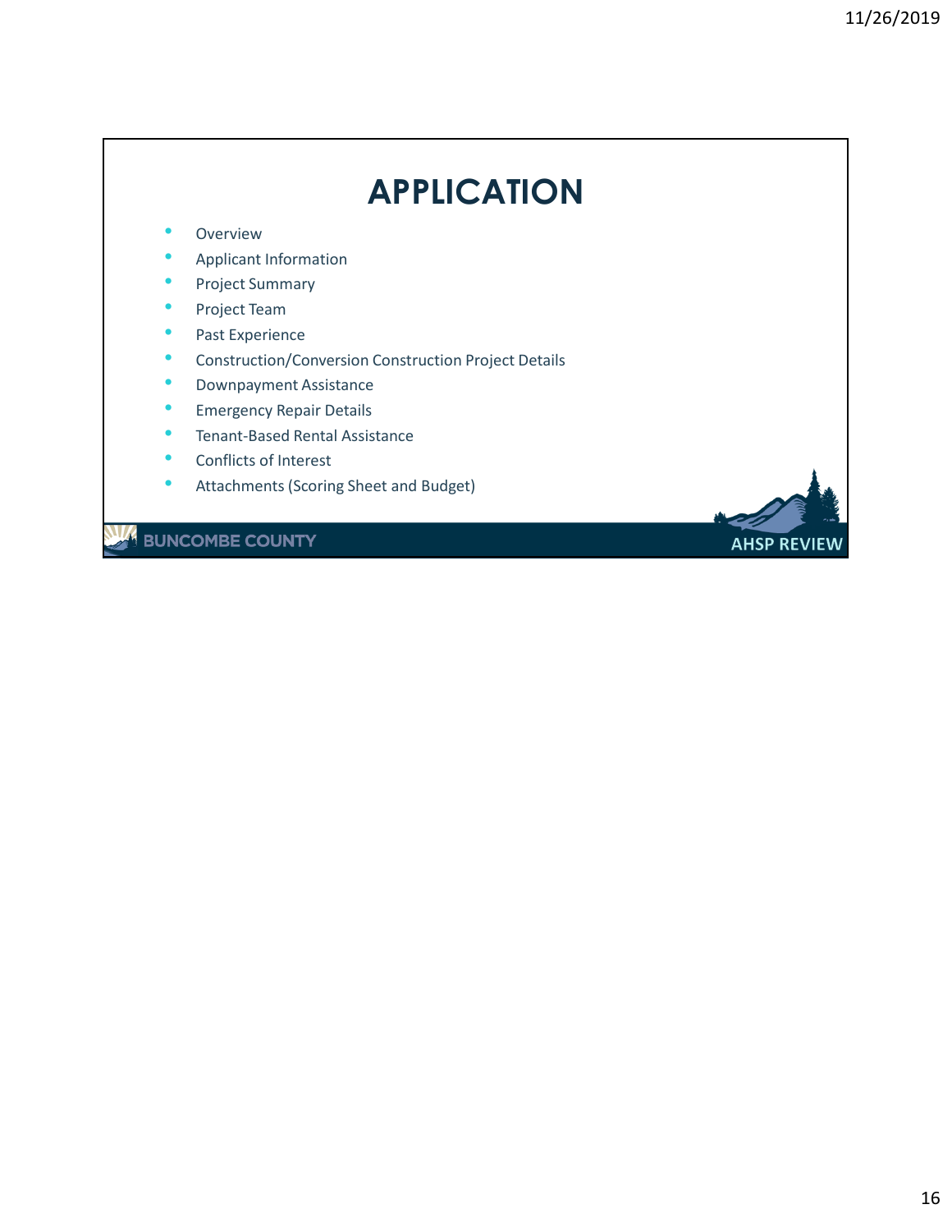# APPLICATION

- Overview
- Applicant Information
- Project Summary
- Project Team
- Past Experience
- Construction/Conversion Construction Project Details
- Downpayment Assistance
- Emergency Repair Details
- Tenant-Based Rental Assistance
- Conflicts of Interest
- Attachments (Scoring Sheet and Budget)

BUNCOMBE COUNTY

AHSP REVIEW